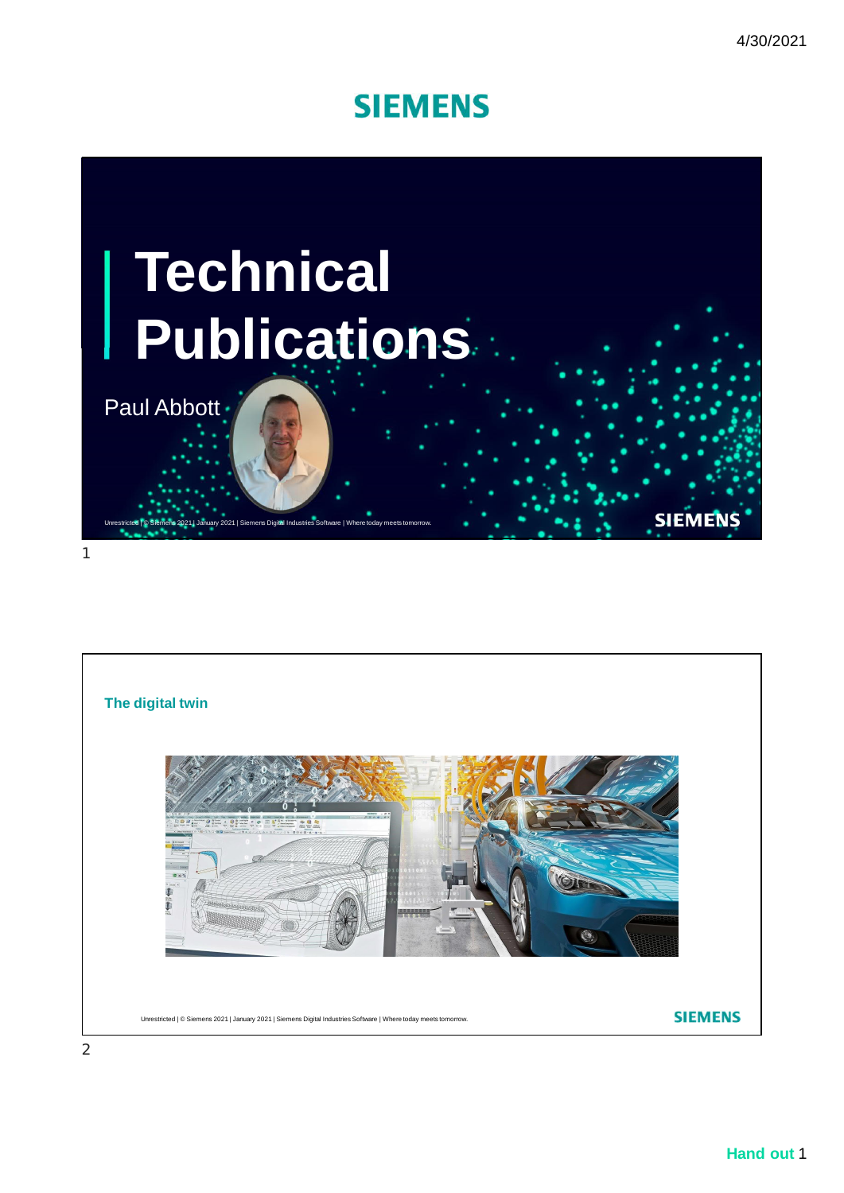# Technical Publications

Paul Abbott

Unrestricted | © Siemens 2021 | January 2021 | Siemens Digital Industries Software | Where today meets tomorrow.

## The digital twin

Unrestricted | © Siemens 2021 | January 2021 | Siemens Digital Industries Software | Where today meets tomorrow.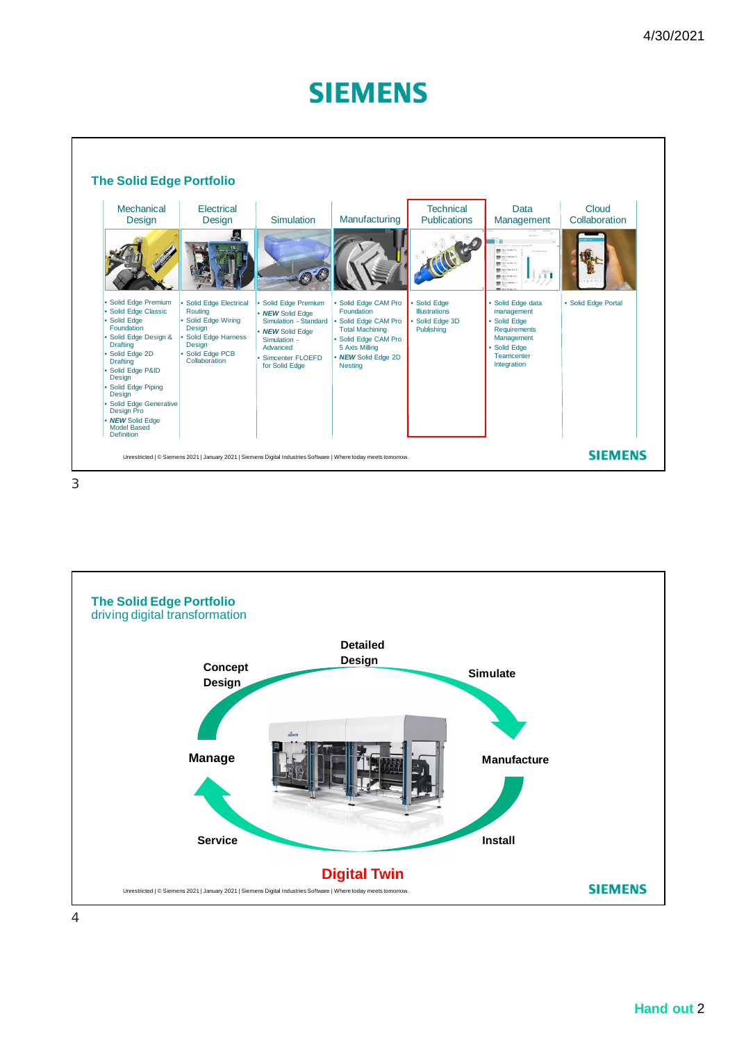## The Solid Edge Portfolio

| Mechanical Design | Electrical Design | Simulation | Manufacturing | Technical Publications | Data Management | Cloud Collaboration |
|---|---|---|---|---|---|---|
| • Solid Edge Premium<br>• Solid Edge Classic<br>• Solid Edge Foundation<br>• Solid Edge Design & Drafting<br>• Solid Edge 2D Drafting<br>• Solid Edge P&ID Design<br>• Solid Edge Piping Design<br>• Solid Edge Generative Design Pro<br>• ***NEW*** Solid Edge Model Based Definition | • Solid Edge Electrical Routing<br>• Solid Edge Wiring Design<br>• Solid Edge Harness Design<br>• Solid Edge PCB Collaboration | • Solid Edge Premium<br>• ***NEW*** Solid Edge Simulation - Standard<br>• ***NEW*** Solid Edge Simulation - Advanced<br>• Simcenter FLOEFD for Solid Edge | • Solid Edge CAM Pro Foundation<br>• Solid Edge CAM Pro Total Machining<br>• Solid Edge CAM Pro 5 Axis Milling<br>• ***NEW*** Solid Edge 2D Nesting | • Solid Edge Illustrations<br>• Solid Edge 3D Publishing | • Solid Edge data management<br>• Solid Edge Requirements Management<br>• Solid Edge Teamcenter Integration | • Solid Edge Portal |

Unrestricted | © Siemens 2021 | January 2021 | Siemens Digital Industries Software | Where today meets tomorrow.

## The Solid Edge Portfolio
driving digital transformation

**Concept Design** → **Detailed Design** → **Simulate** → **Manufacture** → **Install** → **Service** → **Manage**

**Digital Twin**

Unrestricted | © Siemens 2021 | January 2021 | Siemens Digital Industries Software | Where today meets tomorrow.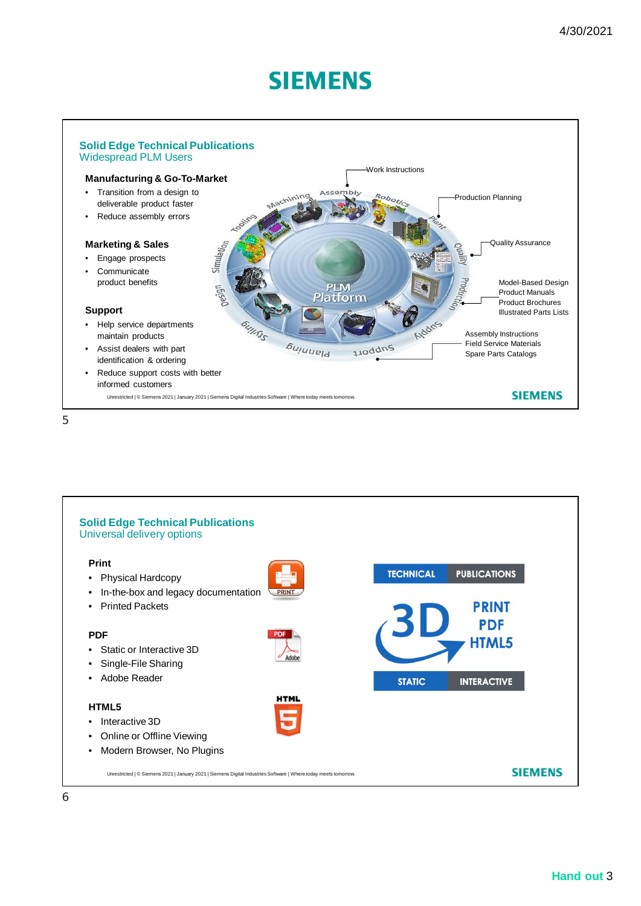## Solid Edge Technical Publications
Widespread PLM Users

**Manufacturing & Go-To-Market**
- Transition from a design to deliverable product faster
- Reduce assembly errors

**Marketing & Sales**
- Engage prospects
- Communicate product benefits

**Support**
- Help service departments maintain products
- Assist dealers with part identification & ordering
- Reduce support costs with better informed customers

Work Instructions

Production Planning

Quality Assurance

Model-Based Design
Product Manuals
Product Brochures
Illustrated Parts Lists

Assembly Instructions
Field Service Materials
Spare Parts Catalogs

Unrestricted | © Siemens 2021 | January 2021 | Siemens Digital Industries Software | Where today meets tomorrow.

## Solid Edge Technical Publications
Universal delivery options

**Print**
- Physical Hardcopy
- In-the-box and legacy documentation
- Printed Packets

**PDF**
- Static or Interactive 3D
- Single-File Sharing
- Adobe Reader

**HTML5**
- Interactive 3D
- Online or Offline Viewing
- Modern Browser, No Plugins

TECHNICAL PUBLICATIONS

3D — PRINT, PDF, HTML5

STATIC INTERACTIVE

Unrestricted | © Siemens 2021 | January 2021 | Siemens Digital Industries Software | Where today meets tomorrow.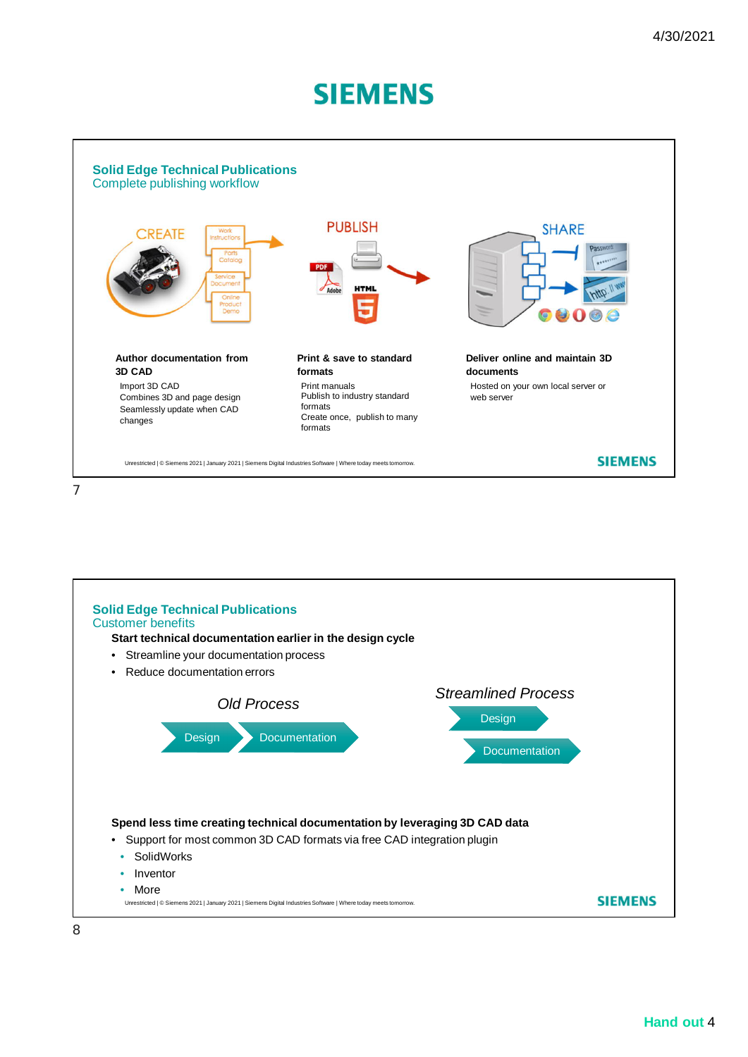## Solid Edge Technical Publications

Complete publishing workflow

CREATE

Work Instructions

Parts Catalog

Service Document

Online Product Demo

PUBLISH

SHARE

**Author documentation from 3D CAD**

Import 3D CAD
Combines 3D and page design
Seamlessly update when CAD changes

**Print & save to standard formats**

Print manuals
Publish to industry standard formats
Create once, publish to many formats

**Deliver online and maintain 3D documents**

Hosted on your own local server or web server

Unrestricted | © Siemens 2021 | January 2021 | Siemens Digital Industries Software | Where today meets tomorrow.

## Solid Edge Technical Publications

Customer benefits

**Start technical documentation earlier in the design cycle**

- Streamline your documentation process
- Reduce documentation errors

*Old Process*

Design → Documentation

*Streamlined Process*

Design

Documentation

**Spend less time creating technical documentation by leveraging 3D CAD data**

- Support for most common 3D CAD formats via free CAD integration plugin
  - SolidWorks
  - Inventor
  - More

Unrestricted | © Siemens 2021 | January 2021 | Siemens Digital Industries Software | Where today meets tomorrow.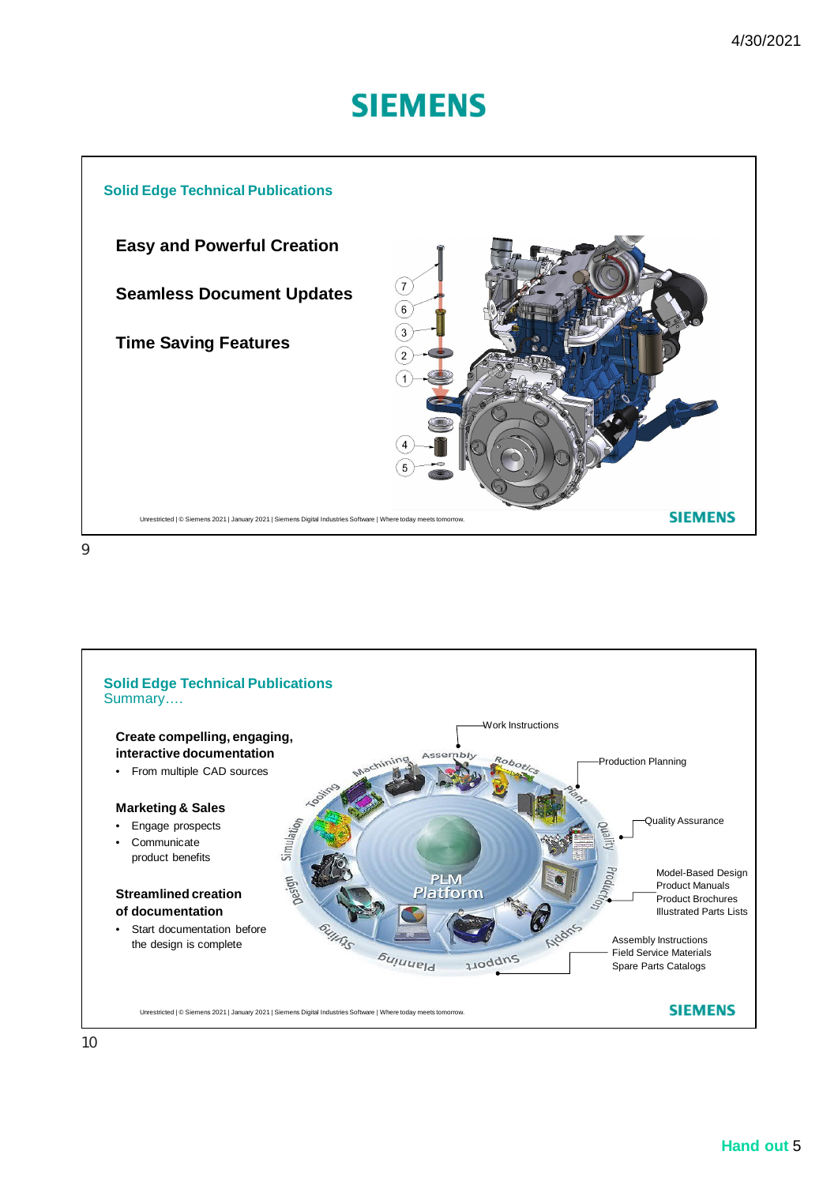## Solid Edge Technical Publications

**Easy and Powerful Creation**

**Seamless Document Updates**

**Time Saving Features**

Unrestricted | © Siemens 2021 | January 2021 | Siemens Digital Industries Software | Where today meets tomorrow.

## Solid Edge Technical Publications

Summary….

**Create compelling, engaging, interactive documentation**

- From multiple CAD sources

**Marketing & Sales**

- Engage prospects
- Communicate product benefits

**Streamlined creation of documentation**

- Start documentation before the design is complete

Work Instructions

Production Planning

Quality Assurance

Model-Based Design
Product Manuals
Product Brochures
Illustrated Parts Lists

Assembly Instructions
Field Service Materials
Spare Parts Catalogs

Unrestricted | © Siemens 2021 | January 2021 | Siemens Digital Industries Software | Where today meets tomorrow.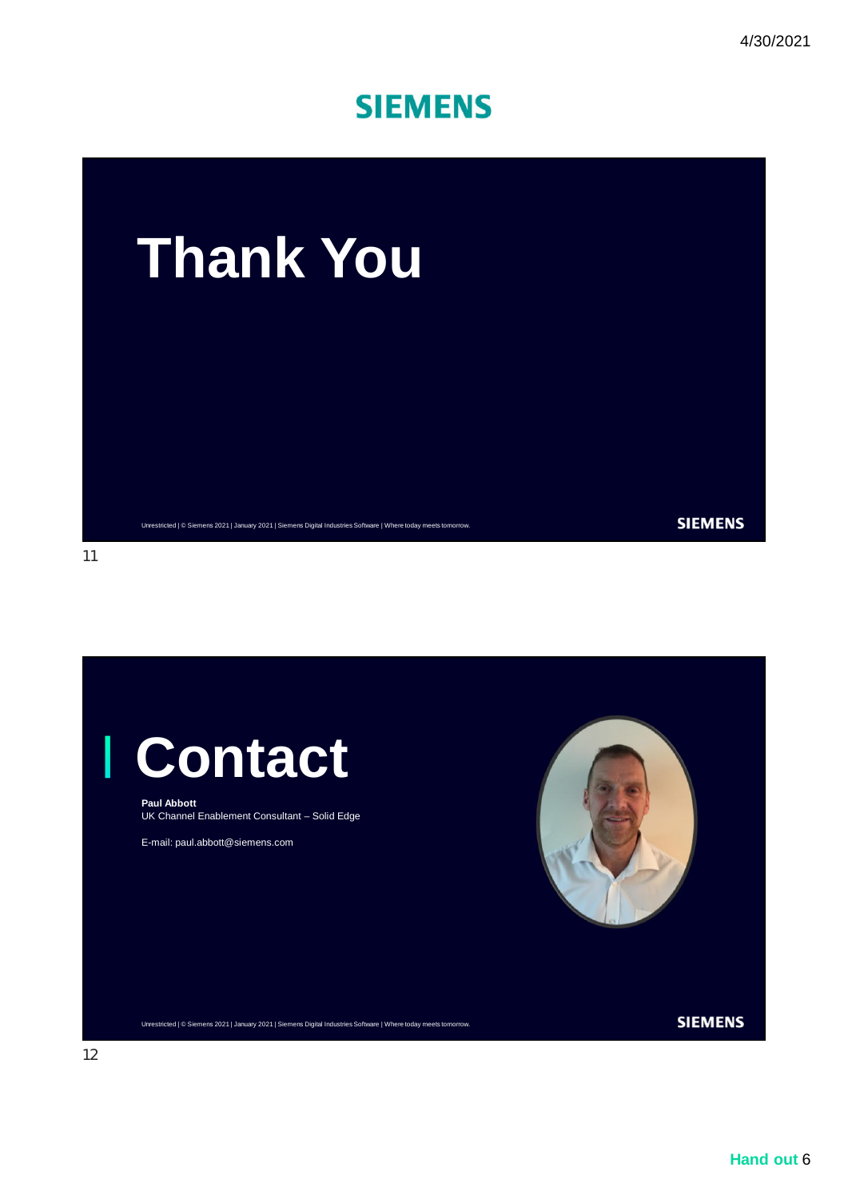# Thank You

Unrestricted | © Siemens 2021 | January 2021 | Siemens Digital Industries Software | Where today meets tomorrow.

SIEMENS

# Contact

**Paul Abbott**
UK Channel Enablement Consultant – Solid Edge

E-mail: paul.abbott@siemens.com

Unrestricted | © Siemens 2021 | January 2021 | Siemens Digital Industries Software | Where today meets tomorrow.

SIEMENS